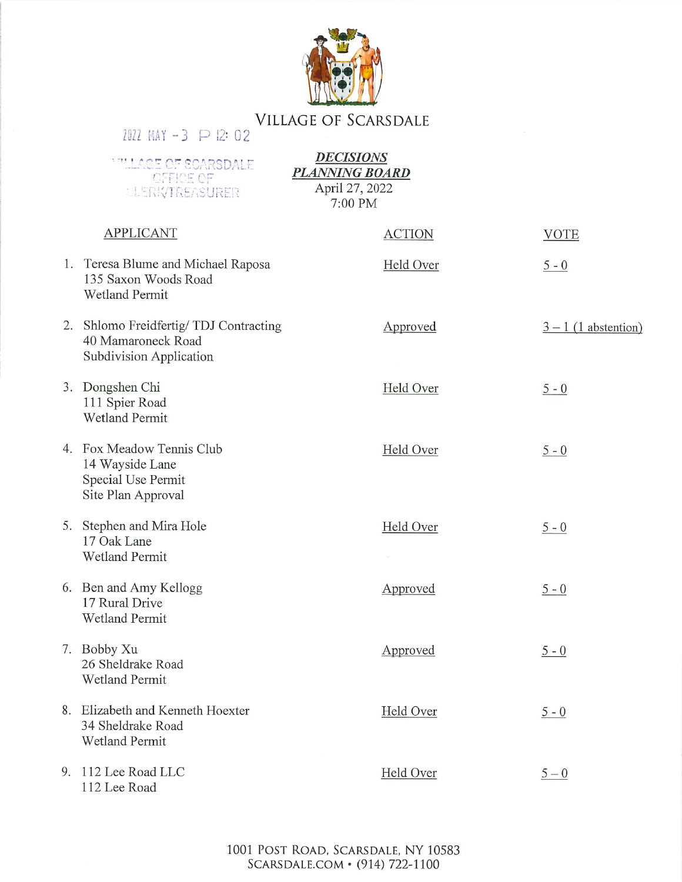# VILLAGE OF SCARSDALE

2022 MAY -3 P 12:02

VILLAGE OF SCARSDALE
OFFICE OF
CLERK/TREASURER

***DECISIONS***
***PLANNING BOARD***
April 27, 2022
7:00 PM

| APPLICANT | ACTION | VOTE |
|---|---|---|
| 1. Teresa Blume and Michael Raposa<br>135 Saxon Woods Road<br>Wetland Permit | Held Over | 5 - 0 |
| 2. Shlomo Freidfertig/ TDJ Contracting<br>40 Mamaroneck Road<br>Subdivision Application | Approved | 3 – 1 (1 abstention) |
| 3. Dongshen Chi<br>111 Spier Road<br>Wetland Permit | Held Over | 5 - 0 |
| 4. Fox Meadow Tennis Club<br>14 Wayside Lane<br>Special Use Permit<br>Site Plan Approval | Held Over | 5 - 0 |
| 5. Stephen and Mira Hole<br>17 Oak Lane<br>Wetland Permit | Held Over | 5 - 0 |
| 6. Ben and Amy Kellogg<br>17 Rural Drive<br>Wetland Permit | Approved | 5 - 0 |
| 7. Bobby Xu<br>26 Sheldrake Road<br>Wetland Permit | Approved | 5 - 0 |
| 8. Elizabeth and Kenneth Hoexter<br>34 Sheldrake Road<br>Wetland Permit | Held Over | 5 - 0 |
| 9. 112 Lee Road LLC<br>112 Lee Road | Held Over | 5 – 0 |

1001 POST ROAD, SCARSDALE, NY 10583
SCARSDALE.COM • (914) 722-1100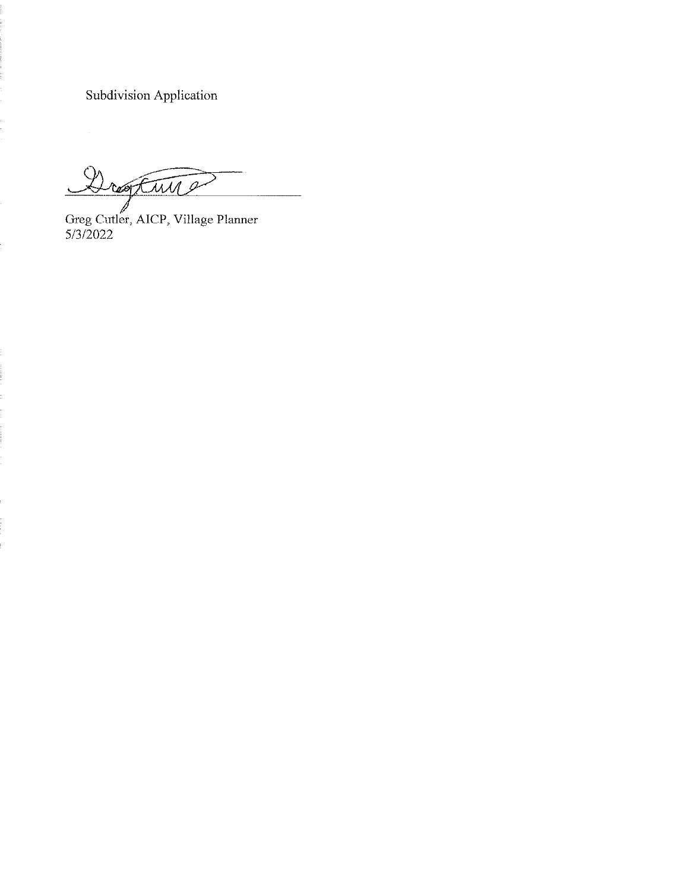Subdivision Application

_______________________________

Greg Cutler, AICP, Village Planner
5/3/2022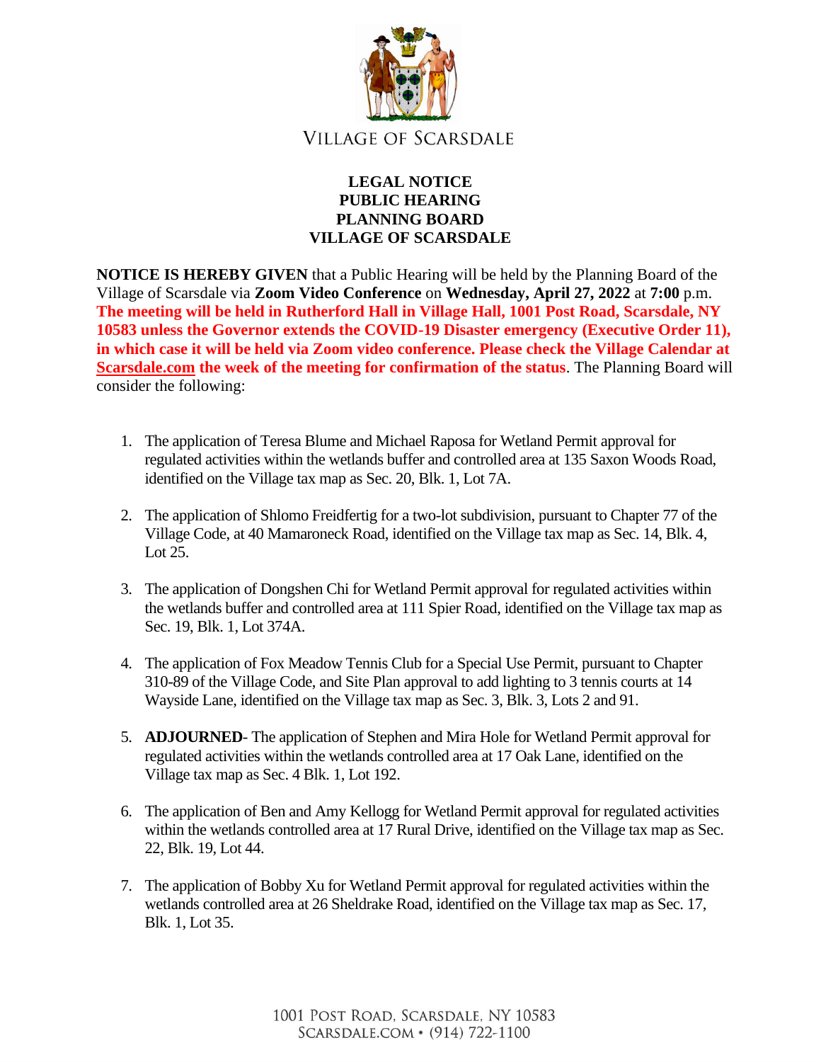VILLAGE OF SCARSDALE

# LEGAL NOTICE
# PUBLIC HEARING
# PLANNING BOARD
# VILLAGE OF SCARSDALE

**NOTICE IS HEREBY GIVEN** that a Public Hearing will be held by the Planning Board of the Village of Scarsdale via **Zoom Video Conference** on **Wednesday, April 27, 2022** at **7:00** p.m. **The meeting will be held in Rutherford Hall in Village Hall, 1001 Post Road, Scarsdale, NY 10583 unless the Governor extends the COVID-19 Disaster emergency (Executive Order 11), in which case it will be held via Zoom video conference. Please check the Village Calendar at Scarsdale.com the week of the meeting for confirmation of the status**. The Planning Board will consider the following:

1. The application of Teresa Blume and Michael Raposa for Wetland Permit approval for regulated activities within the wetlands buffer and controlled area at 135 Saxon Woods Road, identified on the Village tax map as Sec. 20, Blk. 1, Lot 7A.

2. The application of Shlomo Freidfertig for a two-lot subdivision, pursuant to Chapter 77 of the Village Code, at 40 Mamaroneck Road, identified on the Village tax map as Sec. 14, Blk. 4, Lot 25.

3. The application of Dongshen Chi for Wetland Permit approval for regulated activities within the wetlands buffer and controlled area at 111 Spier Road, identified on the Village tax map as Sec. 19, Blk. 1, Lot 374A.

4. The application of Fox Meadow Tennis Club for a Special Use Permit, pursuant to Chapter 310-89 of the Village Code, and Site Plan approval to add lighting to 3 tennis courts at 14 Wayside Lane, identified on the Village tax map as Sec. 3, Blk. 3, Lots 2 and 91.

5. **ADJOURNED**- The application of Stephen and Mira Hole for Wetland Permit approval for regulated activities within the wetlands controlled area at 17 Oak Lane, identified on the Village tax map as Sec. 4 Blk. 1, Lot 192.

6. The application of Ben and Amy Kellogg for Wetland Permit approval for regulated activities within the wetlands controlled area at 17 Rural Drive, identified on the Village tax map as Sec. 22, Blk. 19, Lot 44.

7. The application of Bobby Xu for Wetland Permit approval for regulated activities within the wetlands controlled area at 26 Sheldrake Road, identified on the Village tax map as Sec. 17, Blk. 1, Lot 35.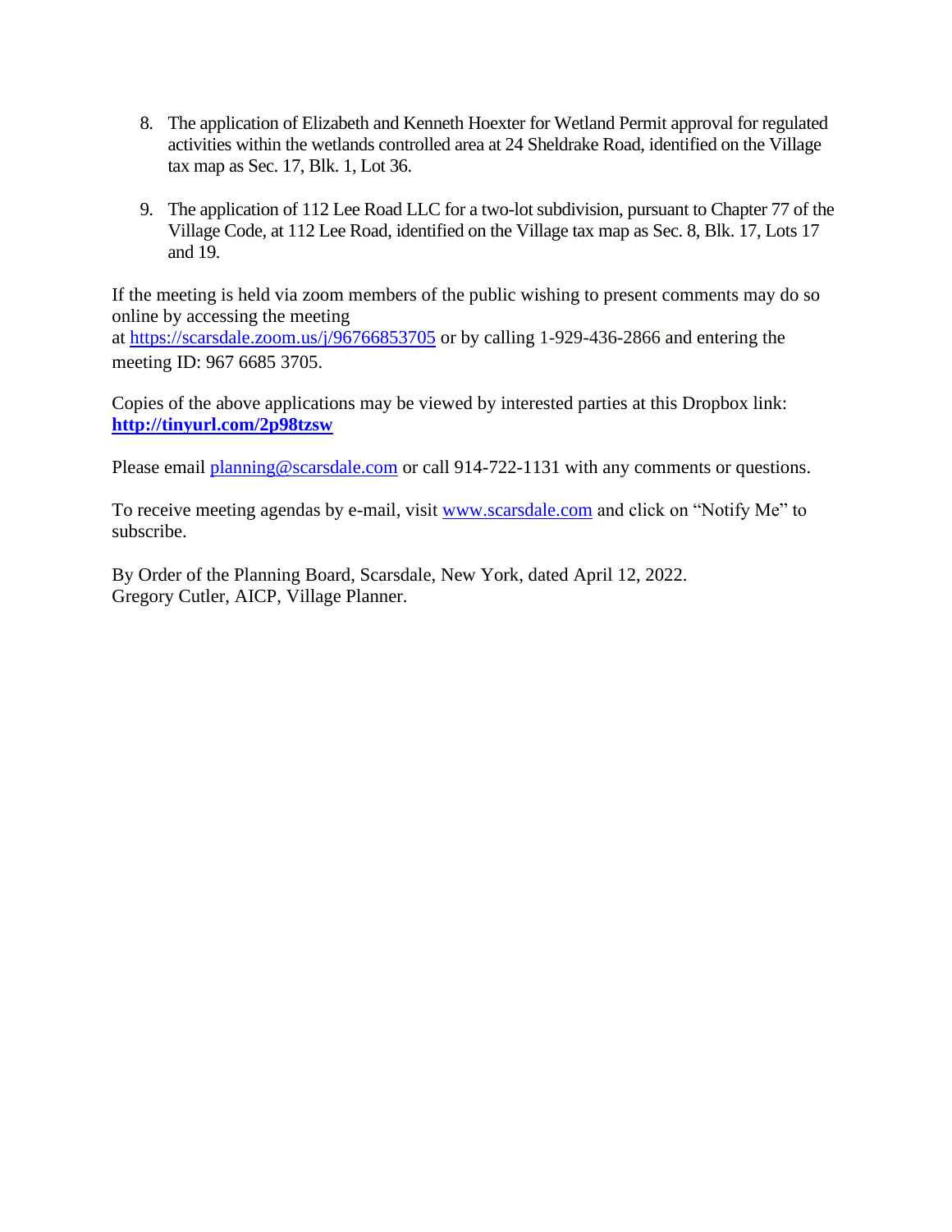8. The application of Elizabeth and Kenneth Hoexter for Wetland Permit approval for regulated activities within the wetlands controlled area at 24 Sheldrake Road, identified on the Village tax map as Sec. 17, Blk. 1, Lot 36.

9. The application of 112 Lee Road LLC for a two-lot subdivision, pursuant to Chapter 77 of the Village Code, at 112 Lee Road, identified on the Village tax map as Sec. 8, Blk. 17, Lots 17 and 19.

If the meeting is held via zoom members of the public wishing to present comments may do so online by accessing the meeting at https://scarsdale.zoom.us/j/96766853705 or by calling 1-929-436-2866 and entering the meeting ID: 967 6685 3705.

Copies of the above applications may be viewed by interested parties at this Dropbox link: **http://tinyurl.com/2p98tzsw**

Please email planning@scarsdale.com or call 914-722-1131 with any comments or questions.

To receive meeting agendas by e-mail, visit www.scarsdale.com and click on "Notify Me" to subscribe.

By Order of the Planning Board, Scarsdale, New York, dated April 12, 2022.
Gregory Cutler, AICP, Village Planner.